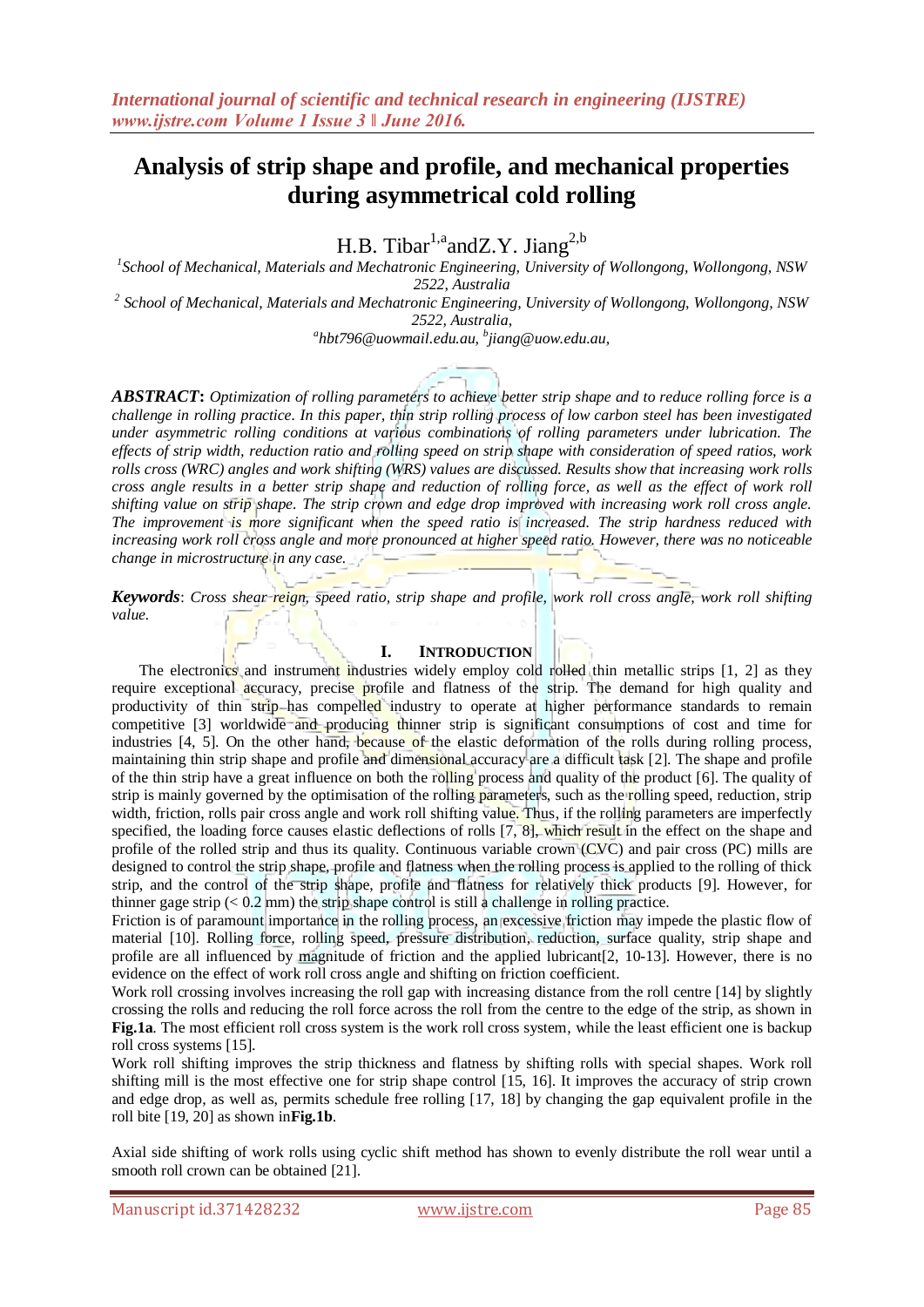# Analysis of strip shape and profile, and mechanical properties during asymmetrical cold rolling

H.B. Tibar[1,a] and Z.Y. Jiang[2,b]

[1]School of Mechanical, Materials and Mechatronic Engineering, University of Wollongong, Wollongong, NSW 2522, Australia

[2] School of Mechanical, Materials and Mechatronic Engineering, University of Wollongong, Wollongong, NSW 2522, Australia,

[a]hbt796@uowmail.edu.au, [b]jiang@uow.edu.au,

***ABSTRACT*:** *Optimization of rolling parameters to achieve better strip shape and to reduce rolling force is a challenge in rolling practice. In this paper, thin strip rolling process of low carbon steel has been investigated under asymmetric rolling conditions at various combinations of rolling parameters under lubrication. The effects of strip width, reduction ratio and rolling speed on strip shape with consideration of speed ratios, work rolls cross (WRC) angles and work shifting (WRS) values are discussed. Results show that increasing work rolls cross angle results in a better strip shape and reduction of rolling force, as well as the effect of work roll shifting value on strip shape. The strip crown and edge drop improved with increasing work roll cross angle. The improvement is more significant when the speed ratio is increased. The strip hardness reduced with increasing work roll cross angle and more pronounced at higher speed ratio. However, there was no noticeable change in microstructure in any case.*

***Keywords***: *Cross shear reign, speed ratio, strip shape and profile, work roll cross angle, work roll shifting value.*

## I. Introduction

The electronics and instrument industries widely employ cold rolled thin metallic strips [1, 2] as they require exceptional accuracy, precise profile and flatness of the strip. The demand for high quality and productivity of thin strip has compelled industry to operate at higher performance standards to remain competitive [3] worldwide and producing thinner strip is significant consumptions of cost and time for industries [4, 5]. On the other hand, because of the elastic deformation of the rolls during rolling process, maintaining thin strip shape and profile and dimensional accuracy are a difficult task [2]. The shape and profile of the thin strip have a great influence on both the rolling process and quality of the product [6]. The quality of strip is mainly governed by the optimisation of the rolling parameters, such as the rolling speed, reduction, strip width, friction, rolls pair cross angle and work roll shifting value. Thus, if the rolling parameters are imperfectly specified, the loading force causes elastic deflections of rolls [7, 8], which result in the effect on the shape and profile of the rolled strip and thus its quality. Continuous variable crown (CVC) and pair cross (PC) mills are designed to control the strip shape, profile and flatness when the rolling process is applied to the rolling of thick strip, and the control of the strip shape, profile and flatness for relatively thick products [9]. However, for thinner gage strip (< 0.2 mm) the strip shape control is still a challenge in rolling practice.

Friction is of paramount importance in the rolling process, an excessive friction may impede the plastic flow of material [10]. Rolling force, rolling speed, pressure distribution, reduction, surface quality, strip shape and profile are all influenced by magnitude of friction and the applied lubricant[2, 10-13]. However, there is no evidence on the effect of work roll cross angle and shifting on friction coefficient.

Work roll crossing involves increasing the roll gap with increasing distance from the roll centre [14] by slightly crossing the rolls and reducing the roll force across the roll from the centre to the edge of the strip, as shown in **Fig.1a**. The most efficient roll cross system is the work roll cross system, while the least efficient one is backup roll cross systems [15].

Work roll shifting improves the strip thickness and flatness by shifting rolls with special shapes. Work roll shifting mill is the most effective one for strip shape control [15, 16]. It improves the accuracy of strip crown and edge drop, as well as, permits schedule free rolling [17, 18] by changing the gap equivalent profile in the roll bite [19, 20] as shown in **Fig.1b**.

Axial side shifting of work rolls using cyclic shift method has shown to evenly distribute the roll wear until a smooth roll crown can be obtained [21].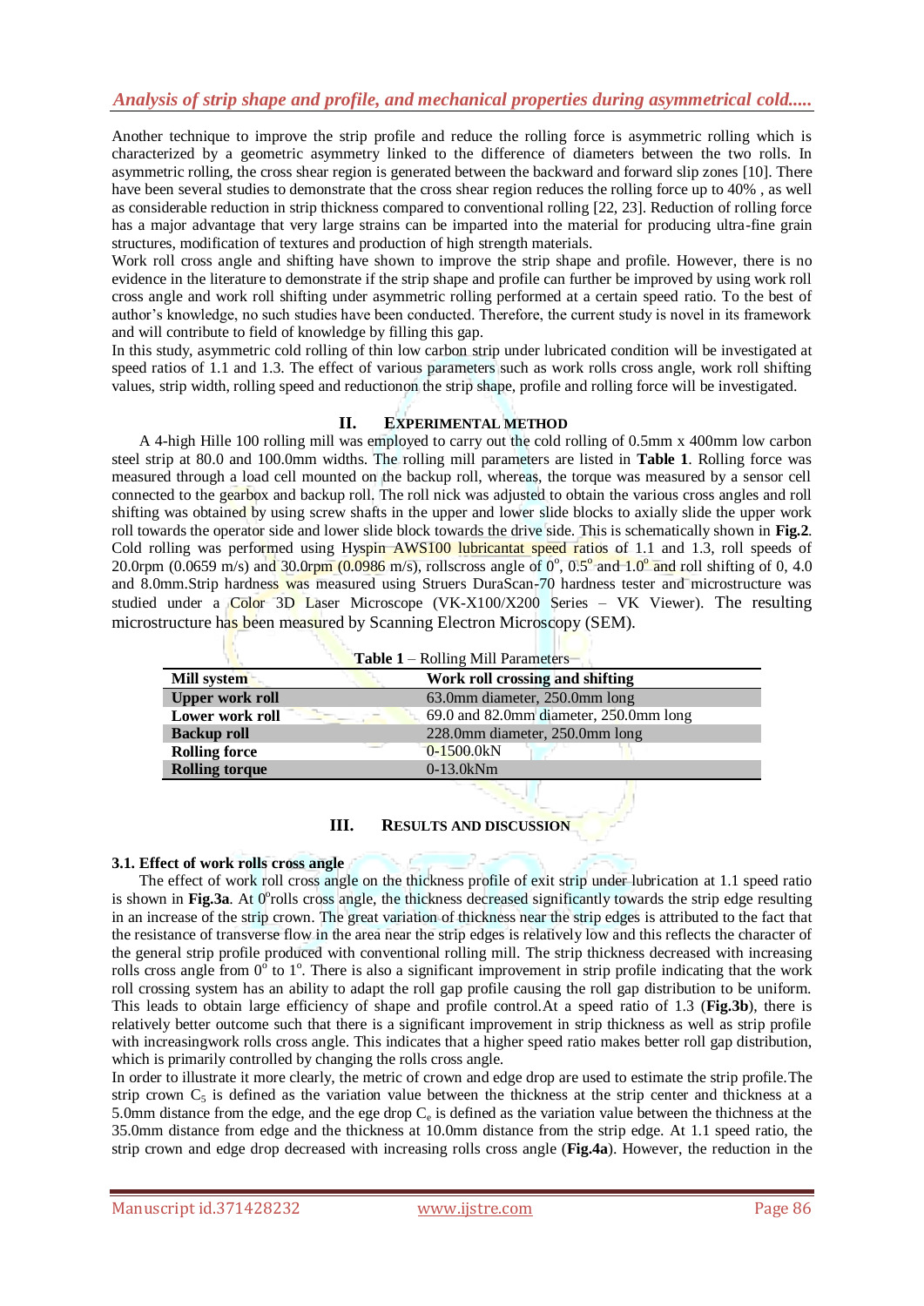Another technique to improve the strip profile and reduce the rolling force is asymmetric rolling which is characterized by a geometric asymmetry linked to the difference of diameters between the two rolls. In asymmetric rolling, the cross shear region is generated between the backward and forward slip zones [10]. There have been several studies to demonstrate that the cross shear region reduces the rolling force up to 40% , as well as considerable reduction in strip thickness compared to conventional rolling [22, 23]. Reduction of rolling force has a major advantage that very large strains can be imparted into the material for producing ultra-fine grain structures, modification of textures and production of high strength materials.

Work roll cross angle and shifting have shown to improve the strip shape and profile. However, there is no evidence in the literature to demonstrate if the strip shape and profile can further be improved by using work roll cross angle and work roll shifting under asymmetric rolling performed at a certain speed ratio. To the best of author's knowledge, no such studies have been conducted. Therefore, the current study is novel in its framework and will contribute to field of knowledge by filling this gap.

In this study, asymmetric cold rolling of thin low carbon strip under lubricated condition will be investigated at speed ratios of 1.1 and 1.3. The effect of various parameters such as work rolls cross angle, work roll shifting values, strip width, rolling speed and reductionon the strip shape, profile and rolling force will be investigated.

## II. EXPERIMENTAL METHOD

A 4-high Hille 100 rolling mill was employed to carry out the cold rolling of 0.5mm x 400mm low carbon steel strip at 80.0 and 100.0mm widths. The rolling mill parameters are listed in **Table 1**. Rolling force was measured through a load cell mounted on the backup roll, whereas, the torque was measured by a sensor cell connected to the gearbox and backup roll. The roll nick was adjusted to obtain the various cross angles and roll shifting was obtained by using screw shafts in the upper and lower slide blocks to axially slide the upper work roll towards the operator side and lower slide block towards the drive side. This is schematically shown in **Fig.2**. Cold rolling was performed using Hyspin AWS100 lubricantat speed ratios of 1.1 and 1.3, roll speeds of 20.0rpm (0.0659 m/s) and 30.0rpm (0.0986 m/s), rollscross angle of $0^{o}$, $0.5^{o}$ and $1.0^{o}$ and roll shifting of 0, 4.0 and 8.0mm.Strip hardness was measured using Struers DuraScan-70 hardness tester and microstructure was studied under a Color 3D Laser Microscope (VK-X100/X200 Series – VK Viewer). The resulting microstructure has been measured by Scanning Electron Microscopy (SEM).

**Table 1** – Rolling Mill Parameters

| Mill system | Work roll crossing and shifting |
|---|---|
| **Upper work roll** | 63.0mm diameter, 250.0mm long |
| **Lower work roll** | 69.0 and 82.0mm diameter, 250.0mm long |
| **Backup roll** | 228.0mm diameter, 250.0mm long |
| **Rolling force** | 0-1500.0kN |
| **Rolling torque** | 0-13.0kNm |

## III. RESULTS AND DISCUSSION

### 3.1. Effect of work rolls cross angle

The effect of work roll cross angle on the thickness profile of exit strip under lubrication at 1.1 speed ratio is shown in **Fig.3a**. At $0^{o}$rolls cross angle, the thickness decreased significantly towards the strip edge resulting in an increase of the strip crown. The great variation of thickness near the strip edges is attributed to the fact that the resistance of transverse flow in the area near the strip edges is relatively low and this reflects the character of the general strip profile produced with conventional rolling mill. The strip thickness decreased with increasing rolls cross angle from $0^{o}$ to $1^{o}$. There is also a significant improvement in strip profile indicating that the work roll crossing system has an ability to adapt the roll gap profile causing the roll gap distribution to be uniform. This leads to obtain large efficiency of shape and profile control.At a speed ratio of 1.3 (**Fig.3b**), there is relatively better outcome such that there is a significant improvement in strip thickness as well as strip profile with increasingwork rolls cross angle. This indicates that a higher speed ratio makes better roll gap distribution, which is primarily controlled by changing the rolls cross angle.

In order to illustrate it more clearly, the metric of crown and edge drop are used to estimate the strip profile.The strip crown $C_5$ is defined as the variation value between the thickness at the strip center and thickness at a 5.0mm distance from the edge, and the ege drop $C_e$ is defined as the variation value between the thichness at the 35.0mm distance from edge and the thickness at 10.0mm distance from the strip edge. At 1.1 speed ratio, the strip crown and edge drop decreased with increasing rolls cross angle (**Fig.4a**). However, the reduction in the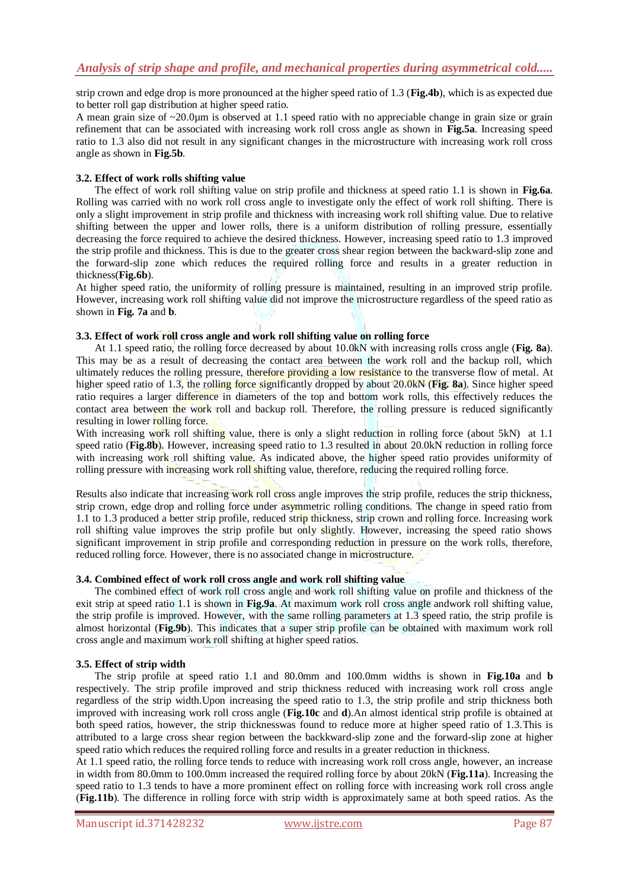strip crown and edge drop is more pronounced at the higher speed ratio of 1.3 (**Fig.4b**), which is as expected due to better roll gap distribution at higher speed ratio.

A mean grain size of ~20.0µm is observed at 1.1 speed ratio with no appreciable change in grain size or grain refinement that can be associated with increasing work roll cross angle as shown in **Fig.5a**. Increasing speed ratio to 1.3 also did not result in any significant changes in the microstructure with increasing work roll cross angle as shown in **Fig.5b**.

### 3.2. Effect of work rolls shifting value

The effect of work roll shifting value on strip profile and thickness at speed ratio 1.1 is shown in **Fig.6a**. Rolling was carried with no work roll cross angle to investigate only the effect of work roll shifting. There is only a slight improvement in strip profile and thickness with increasing work roll shifting value. Due to relative shifting between the upper and lower rolls, there is a uniform distribution of rolling pressure, essentially decreasing the force required to achieve the desired thickness. However, increasing speed ratio to 1.3 improved the strip profile and thickness. This is due to the greater cross shear region between the backward-slip zone and the forward-slip zone which reduces the required rolling force and results in a greater reduction in thickness(**Fig.6b**).

At higher speed ratio, the uniformity of rolling pressure is maintained, resulting in an improved strip profile. However, increasing work roll shifting value did not improve the microstructure regardless of the speed ratio as shown in **Fig. 7a** and **b**.

### 3.3. Effect of work roll cross angle and work roll shifting value on rolling force

At 1.1 speed ratio, the rolling force decreased by about 10.0kN with increasing rolls cross angle (**Fig. 8a**). This may be as a result of decreasing the contact area between the work roll and the backup roll, which ultimately reduces the rolling pressure, therefore providing a low resistance to the transverse flow of metal. At higher speed ratio of 1.3, the rolling force significantly dropped by about 20.0kN (**Fig. 8a**). Since higher speed ratio requires a larger difference in diameters of the top and bottom work rolls, this effectively reduces the contact area between the work roll and backup roll. Therefore, the rolling pressure is reduced significantly resulting in lower rolling force.

With increasing work roll shifting value, there is only a slight reduction in rolling force (about 5kN) at 1.1 speed ratio (**Fig.8b**). However, increasing speed ratio to 1.3 resulted in about 20.0kN reduction in rolling force with increasing work roll shifting value. As indicated above, the higher speed ratio provides uniformity of rolling pressure with increasing work roll shifting value, therefore, reducing the required rolling force.

Results also indicate that increasing work roll cross angle improves the strip profile, reduces the strip thickness, strip crown, edge drop and rolling force under asymmetric rolling conditions. The change in speed ratio from 1.1 to 1.3 produced a better strip profile, reduced strip thickness, strip crown and rolling force. Increasing work roll shifting value improves the strip profile but only slightly. However, increasing the speed ratio shows significant improvement in strip profile and corresponding reduction in pressure on the work rolls, therefore, reduced rolling force. However, there is no associated change in microstructure.

### 3.4. Combined effect of work roll cross angle and work roll shifting value

The combined effect of work roll cross angle and work roll shifting value on profile and thickness of the exit strip at speed ratio 1.1 is shown in **Fig.9a**. At maximum work roll cross angle andwork roll shifting value, the strip profile is improved. However, with the same rolling parameters at 1.3 speed ratio, the strip profile is almost horizontal (**Fig.9b**). This indicates that a super strip profile can be obtained with maximum work roll cross angle and maximum work roll shifting at higher speed ratios.

### 3.5. Effect of strip width

The strip profile at speed ratio 1.1 and 80.0mm and 100.0mm widths is shown in **Fig.10a** and **b** respectively. The strip profile improved and strip thickness reduced with increasing work roll cross angle regardless of the strip width.Upon increasing the speed ratio to 1.3, the strip profile and strip thickness both improved with increasing work roll cross angle (**Fig.10c** and **d**).An almost identical strip profile is obtained at both speed ratios, however, the strip thicknesswas found to reduce more at higher speed ratio of 1.3.This is attributed to a large cross shear region between the backkward-slip zone and the forward-slip zone at higher speed ratio which reduces the required rolling force and results in a greater reduction in thickness.

At 1.1 speed ratio, the rolling force tends to reduce with increasing work roll cross angle, however, an increase in width from 80.0mm to 100.0mm increased the required rolling force by about 20kN (**Fig.11a**). Increasing the speed ratio to 1.3 tends to have a more prominent effect on rolling force with increasing work roll cross angle (**Fig.11b**). The difference in rolling force with strip width is approximately same at both speed ratios. As the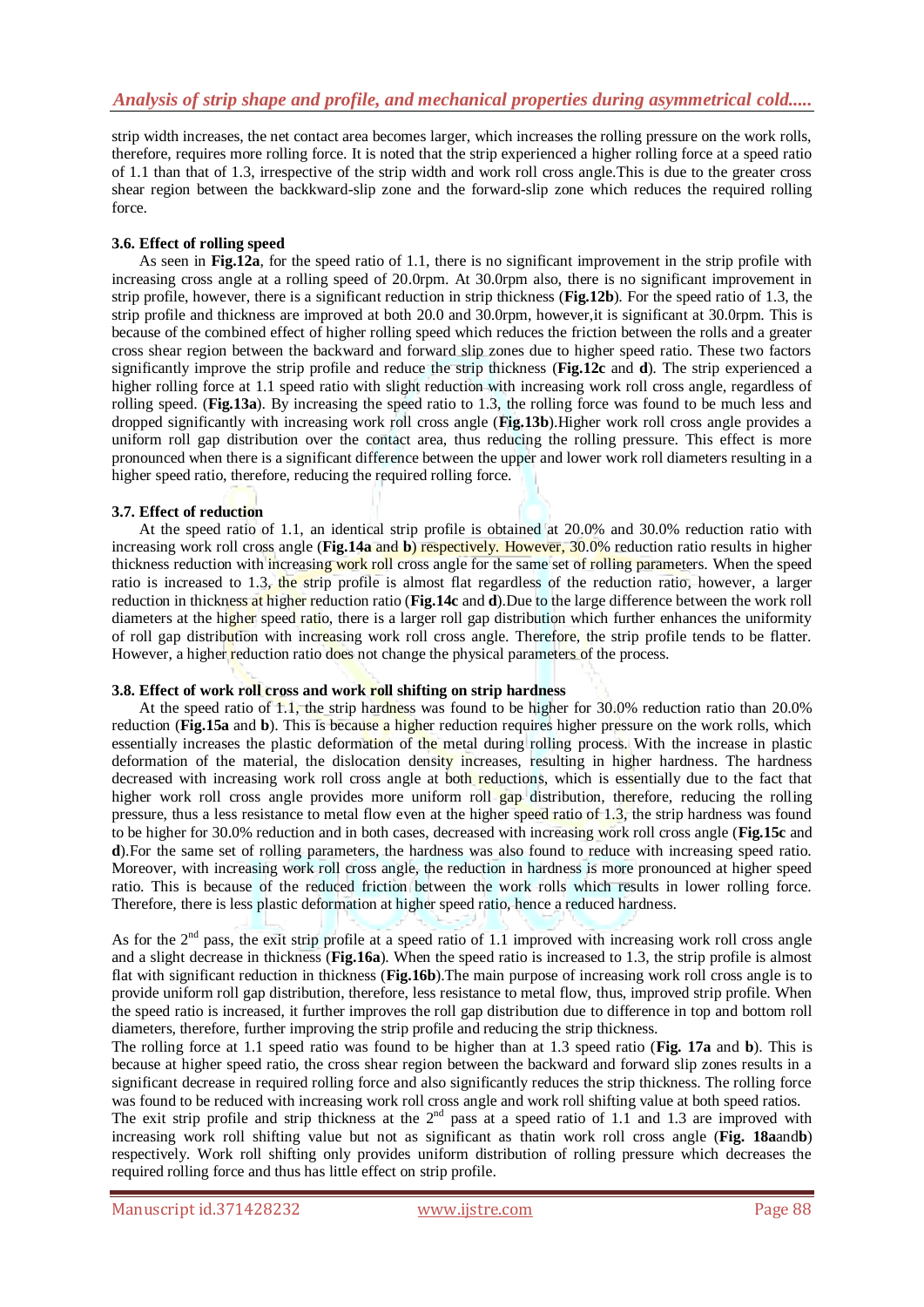strip width increases, the net contact area becomes larger, which increases the rolling pressure on the work rolls, therefore, requires more rolling force. It is noted that the strip experienced a higher rolling force at a speed ratio of 1.1 than that of 1.3, irrespective of the strip width and work roll cross angle.This is due to the greater cross shear region between the backkward-slip zone and the forward-slip zone which reduces the required rolling force.

### 3.6. Effect of rolling speed

As seen in **Fig.12a**, for the speed ratio of 1.1, there is no significant improvement in the strip profile with increasing cross angle at a rolling speed of 20.0rpm. At 30.0rpm also, there is no significant improvement in strip profile, however, there is a significant reduction in strip thickness (**Fig.12b**). For the speed ratio of 1.3, the strip profile and thickness are improved at both 20.0 and 30.0rpm, however,it is significant at 30.0rpm. This is because of the combined effect of higher rolling speed which reduces the friction between the rolls and a greater cross shear region between the backward and forward slip zones due to higher speed ratio. These two factors significantly improve the strip profile and reduce the strip thickness (**Fig.12c** and **d**). The strip experienced a higher rolling force at 1.1 speed ratio with slight reduction with increasing work roll cross angle, regardless of rolling speed. (**Fig.13a**). By increasing the speed ratio to 1.3, the rolling force was found to be much less and dropped significantly with increasing work roll cross angle (**Fig.13b**).Higher work roll cross angle provides a uniform roll gap distribution over the contact area, thus reducing the rolling pressure. This effect is more pronounced when there is a significant difference between the upper and lower work roll diameters resulting in a higher speed ratio, therefore, reducing the required rolling force.

### 3.7. Effect of reduction

At the speed ratio of 1.1, an identical strip profile is obtained at 20.0% and 30.0% reduction ratio with increasing work roll cross angle (**Fig.14a** and **b**) respectively. However, 30.0% reduction ratio results in higher thickness reduction with increasing work roll cross angle for the same set of rolling parameters. When the speed ratio is increased to 1.3, the strip profile is almost flat regardless of the reduction ratio, however, a larger reduction in thickness at higher reduction ratio (**Fig.14c** and **d**).Due to the large difference between the work roll diameters at the higher speed ratio, there is a larger roll gap distribution which further enhances the uniformity of roll gap distribution with increasing work roll cross angle. Therefore, the strip profile tends to be flatter. However, a higher reduction ratio does not change the physical parameters of the process.

### 3.8. Effect of work roll cross and work roll shifting on strip hardness

At the speed ratio of 1.1, the strip hardness was found to be higher for 30.0% reduction ratio than 20.0% reduction (**Fig.15a** and **b**). This is because a higher reduction requires higher pressure on the work rolls, which essentially increases the plastic deformation of the metal during rolling process. With the increase in plastic deformation of the material, the dislocation density increases, resulting in higher hardness. The hardness decreased with increasing work roll cross angle at both reductions, which is essentially due to the fact that higher work roll cross angle provides more uniform roll gap distribution, therefore, reducing the rolling pressure, thus a less resistance to metal flow even at the higher speed ratio of 1.3, the strip hardness was found to be higher for 30.0% reduction and in both cases, decreased with increasing work roll cross angle (**Fig.15c** and **d**).For the same set of rolling parameters, the hardness was also found to reduce with increasing speed ratio. Moreover, with increasing work roll cross angle, the reduction in hardness is more pronounced at higher speed ratio. This is because of the reduced friction between the work rolls which results in lower rolling force. Therefore, there is less plastic deformation at higher speed ratio, hence a reduced hardness.

As for the 2nd pass, the exit strip profile at a speed ratio of 1.1 improved with increasing work roll cross angle and a slight decrease in thickness (**Fig.16a**). When the speed ratio is increased to 1.3, the strip profile is almost flat with significant reduction in thickness (**Fig.16b**).The main purpose of increasing work roll cross angle is to provide uniform roll gap distribution, therefore, less resistance to metal flow, thus, improved strip profile. When the speed ratio is increased, it further improves the roll gap distribution due to difference in top and bottom roll diameters, therefore, further improving the strip profile and reducing the strip thickness.

The rolling force at 1.1 speed ratio was found to be higher than at 1.3 speed ratio (**Fig. 17a** and **b**). This is because at higher speed ratio, the cross shear region between the backward and forward slip zones results in a significant decrease in required rolling force and also significantly reduces the strip thickness. The rolling force was found to be reduced with increasing work roll cross angle and work roll shifting value at both speed ratios.

The exit strip profile and strip thickness at the 2nd pass at a speed ratio of 1.1 and 1.3 are improved with increasing work roll shifting value but not as significant as thatin work roll cross angle (**Fig. 18a**and**b**) respectively. Work roll shifting only provides uniform distribution of rolling pressure which decreases the required rolling force and thus has little effect on strip profile.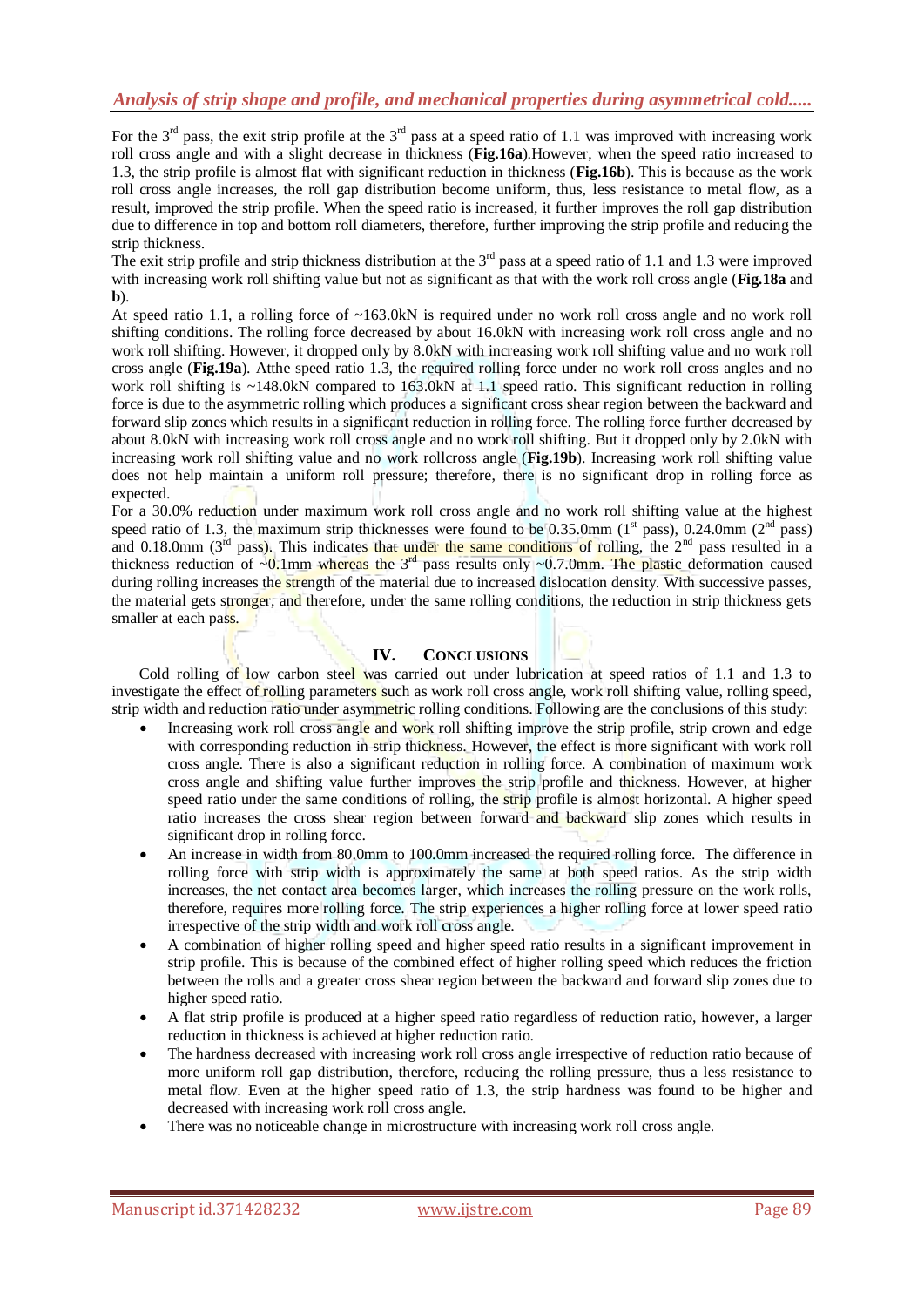For the 3rd pass, the exit strip profile at the 3rd pass at a speed ratio of 1.1 was improved with increasing work roll cross angle and with a slight decrease in thickness (**Fig.16a**).However, when the speed ratio increased to 1.3, the strip profile is almost flat with significant reduction in thickness (**Fig.16b**). This is because as the work roll cross angle increases, the roll gap distribution become uniform, thus, less resistance to metal flow, as a result, improved the strip profile. When the speed ratio is increased, it further improves the roll gap distribution due to difference in top and bottom roll diameters, therefore, further improving the strip profile and reducing the strip thickness.

The exit strip profile and strip thickness distribution at the 3rd pass at a speed ratio of 1.1 and 1.3 were improved with increasing work roll shifting value but not as significant as that with the work roll cross angle (**Fig.18a** and **b**).

At speed ratio 1.1, a rolling force of ~163.0kN is required under no work roll cross angle and no work roll shifting conditions. The rolling force decreased by about 16.0kN with increasing work roll cross angle and no work roll shifting. However, it dropped only by 8.0kN with increasing work roll shifting value and no work roll cross angle (**Fig.19a**). Atthe speed ratio 1.3, the required rolling force under no work roll cross angles and no work roll shifting is ~148.0kN compared to 163.0kN at 1.1 speed ratio. This significant reduction in rolling force is due to the asymmetric rolling which produces a significant cross shear region between the backward and forward slip zones which results in a significant reduction in rolling force. The rolling force further decreased by about 8.0kN with increasing work roll cross angle and no work roll shifting. But it dropped only by 2.0kN with increasing work roll shifting value and no work rollcross angle (**Fig.19b**). Increasing work roll shifting value does not help maintain a uniform roll pressure; therefore, there is no significant drop in rolling force as expected.

For a 30.0% reduction under maximum work roll cross angle and no work roll shifting value at the highest speed ratio of 1.3, the maximum strip thicknesses were found to be 0.35.0mm (1st pass), 0.24.0mm (2nd pass) and 0.18.0mm (3rd pass). This indicates that under the same conditions of rolling, the 2nd pass resulted in a thickness reduction of ~0.1mm whereas the 3rd pass results only ~0.7.0mm. The plastic deformation caused during rolling increases the strength of the material due to increased dislocation density. With successive passes, the material gets stronger, and therefore, under the same rolling conditions, the reduction in strip thickness gets smaller at each pass.

## IV. CONCLUSIONS

Cold rolling of low carbon steel was carried out under lubrication at speed ratios of 1.1 and 1.3 to investigate the effect of rolling parameters such as work roll cross angle, work roll shifting value, rolling speed, strip width and reduction ratio under asymmetric rolling conditions. Following are the conclusions of this study:

- Increasing work roll cross angle and work roll shifting improve the strip profile, strip crown and edge with corresponding reduction in strip thickness. However, the effect is more significant with work roll cross angle. There is also a significant reduction in rolling force. A combination of maximum work cross angle and shifting value further improves the strip profile and thickness. However, at higher speed ratio under the same conditions of rolling, the strip profile is almost horizontal. A higher speed ratio increases the cross shear region between forward and backward slip zones which results in significant drop in rolling force.
- An increase in width from 80.0mm to 100.0mm increased the required rolling force. The difference in rolling force with strip width is approximately the same at both speed ratios. As the strip width increases, the net contact area becomes larger, which increases the rolling pressure on the work rolls, therefore, requires more rolling force. The strip experiences a higher rolling force at lower speed ratio irrespective of the strip width and work roll cross angle.
- A combination of higher rolling speed and higher speed ratio results in a significant improvement in strip profile. This is because of the combined effect of higher rolling speed which reduces the friction between the rolls and a greater cross shear region between the backward and forward slip zones due to higher speed ratio.
- A flat strip profile is produced at a higher speed ratio regardless of reduction ratio, however, a larger reduction in thickness is achieved at higher reduction ratio.
- The hardness decreased with increasing work roll cross angle irrespective of reduction ratio because of more uniform roll gap distribution, therefore, reducing the rolling pressure, thus a less resistance to metal flow. Even at the higher speed ratio of 1.3, the strip hardness was found to be higher and decreased with increasing work roll cross angle.
- There was no noticeable change in microstructure with increasing work roll cross angle.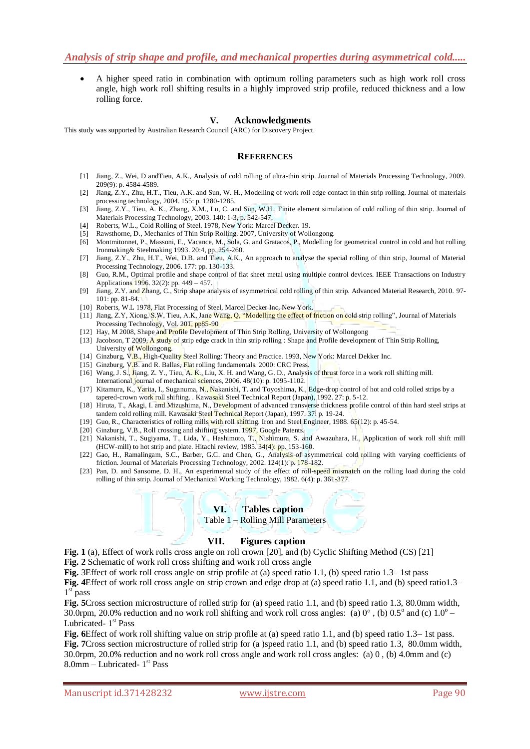- A higher speed ratio in combination with optimum rolling parameters such as high work roll cross angle, high work roll shifting results in a highly improved strip profile, reduced thickness and a low rolling force.

## V. Acknowledgments

This study was supported by Australian Research Council (ARC) for Discovery Project.

## References

[1] Jiang, Z., Wei, D andTieu, A.K., Analysis of cold rolling of ultra-thin strip. Journal of Materials Processing Technology, 2009. 209(9): p. 4584-4589.

[2] Jiang, Z.Y., Zhu, H.T., Tieu, A.K. and Sun, W. H., Modelling of work roll edge contact in thin strip rolling. Journal of materials processing technology, 2004. 155: p. 1280-1285.

[3] Jiang, Z.Y., Tieu, A. K., Zhang, X.M., Lu, C. and Sun, W.H., Finite element simulation of cold rolling of thin strip. Journal of Materials Processing Technology, 2003. 140: 1-3, p. 542-547.

[4] Roberts, W.L., Cold Rolling of Steel. 1978, New York: Marcel Decker. 19.

[5] Rawsthorne, D., Mechanics of Thin Strip Rolling. 2007, University of Wollongong.

[6] Montmitonnet, P., Massoni, E., Vacance, M., Sola, G. and Gratacos, P., Modelling for geometrical control in cold and hot rolling Ironmaking& Steelmaking 1993. 20:4, pp. 254-260.

[7] Jiang, Z.Y., Zhu, H.T., Wei, D.B. and Tieu, A.K., An approach to analyse the special rolling of thin strip, Journal of Material Processing Technology, 2006. 177: pp. 130-133.

[8] Guo, R.M., Optimal profile and shape control of flat sheet metal using multiple control devices. IEEE Transactions on Industry Applications 1996. 32(2): pp. 449 – 457.

[9] Jiang, Z.Y. and Zhang, C., Strip shape analysis of asymmetrical cold rolling of thin strip. Advanced Material Research, 2010. 97-101: pp. 81-84.

[10] Roberts, W.L 1978, Flat Processing of Steel, Marcel Decker Inc, New York.

[11] Jiang, Z.Y, Xiong, S.W, Tieu, A.K, Jane Wang, Q, "Modelling the effect of friction on cold strip rolling", Journal of Materials Processing Technology, Vol. 201, pp85-90

[12] Hay, M 2008, Shape and Profile Development of Thin Strip Rolling, University of Wollongong

[13] Jacobson, T 2009, A study of strip edge crack in thin strip rolling : Shape and Profile development of Thin Strip Rolling, University of Wollongong.

[14] Ginzburg, V.B., High-Quality Steel Rolling: Theory and Practice. 1993, New York: Marcel Dekker Inc.

[15] Ginzburg, V.B. and R. Ballas, Flat rolling fundamentals. 2000: CRC Press.

[16] Wang, J. S., Jiang, Z. Y., Tieu, A. K., Liu, X. H. and Wang, G. D., Analysis of thrust force in a work roll shifting mill. International journal of mechanical sciences, 2006. 48(10): p. 1095-1102.

[17] Kitamura, K., Yarita, I., Suganuma, N., Nakanishi, T. and Toyoshima, K., Edge-drop control of hot and cold rolled strips by a tapered-crown work roll shifting. . Kawasaki Steel Technical Report (Japan), 1992. 27: p. 5-12.

[18] Hiruta, T., Akagi, I. and Mizushima, N., Development of advanced transverse thickness profile control of thin hard steel strips at tandem cold rolling mill. Kawasaki Steel Technical Report (Japan), 1997. 37: p. 19-24.

[19] Guo, R., Characteristics of rolling mills with roll shifting. Iron and Steel Engineer, 1988. 65(12): p. 45-54.

[20] Ginzburg, V.B., Roll crossing and shifting system. 1997, Google Patents.

[21] Nakanishi, T., Sugiyama, T., Lida, Y., Hashimoto, T., Nishimura, S. and Awazuhara, H., Application of work roll shift mill (HCW-mill) to hot strip and plate. Hitachi review, 1985. 34(4): pp. 153-160.

[22] Gao, H., Ramalingam, S.C., Barber, G.C. and Chen, G., Analysis of asymmetrical cold rolling with varying coefficients of friction. Journal of Materials Processing Technology, 2002. 124(1): p. 178-182.

[23] Pan, D. and Sansome, D. H., An experimental study of the effect of roll-speed mismatch on the rolling load during the cold rolling of thin strip. Journal of Mechanical Working Technology, 1982. 6(4): p. 361-377.

## VI. Tables caption

Table 1 – Rolling Mill Parameters

## VII. Figures caption

**Fig. 1** (a), Effect of work rolls cross angle on roll crown [20], and (b) Cyclic Shifting Method (CS) [21]

**Fig. 2** Schematic of work roll cross shifting and work roll cross angle

**Fig.** 3Effect of work roll cross angle on strip profile at (a) speed ratio 1.1, (b) speed ratio 1.3– 1st pass

**Fig. 4**Effect of work roll cross angle on strip crown and edge drop at (a) speed ratio 1.1, and (b) speed ratio1.3– $1^{st}$ pass

**Fig. 5**Cross section microstructure of rolled strip for (a) speed ratio 1.1, and (b) speed ratio 1.3, 80.0mm width, 30.0rpm, 20.0% reduction and no work roll shifting and work roll cross angles: (a) 0°, (b) 0.5° and (c) 1.0° – Lubricated- $1^{st}$ Pass

**Fig. 6**Effect of work roll shifting value on strip profile at (a) speed ratio 1.1, and (b) speed ratio 1.3– 1st pass.

**Fig. 7**Cross section microstructure of rolled strip for (a )speed ratio 1.1, and (b) speed ratio 1.3, 80.0mm width, 30.0rpm, 20.0% reduction and no work roll cross angle and work roll cross angles: (a) 0 , (b) 4.0mm and (c) 8.0mm – Lubricated- $1^{st}$ Pass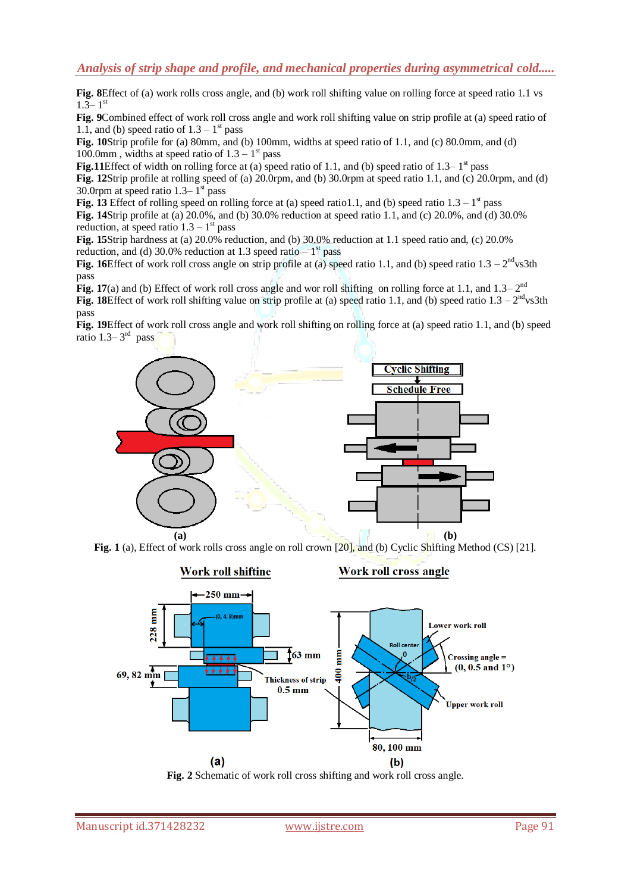**Fig. 8**Effect of (a) work rolls cross angle, and (b) work roll shifting value on rolling force at speed ratio 1.1 vs 1.3– 1$^{st}$

**Fig. 9**Combined effect of work roll cross angle and work roll shifting value on strip profile at (a) speed ratio of 1.1, and (b) speed ratio of 1.3 – 1$^{st}$ pass

**Fig. 10**Strip profile for (a) 80mm, and (b) 100mm, widths at speed ratio of 1.1, and (c) 80.0mm, and (d) 100.0mm , widths at speed ratio of 1.3 – 1$^{st}$ pass

**Fig.11**Effect of width on rolling force at (a) speed ratio of 1.1, and (b) speed ratio of 1.3– 1$^{st}$ pass

**Fig. 12**Strip profile at rolling speed of (a) 20.0rpm, and (b) 30.0rpm at speed ratio 1.1, and (c) 20.0rpm, and (d) 30.0rpm at speed ratio 1.3– 1$^{st}$ pass

**Fig. 13** Effect of rolling speed on rolling force at (a) speed ratio1.1, and (b) speed ratio 1.3 – 1$^{st}$ pass

**Fig. 14**Strip profile at (a) 20.0%, and (b) 30.0% reduction at speed ratio 1.1, and (c) 20.0%, and (d) 30.0% reduction, at speed ratio 1.3 – 1$^{st}$ pass

**Fig. 15**Strip hardness at (a) 20.0% reduction, and (b) 30.0% reduction at 1.1 speed ratio and, (c) 20.0% reduction, and (d) 30.0% reduction at 1.3 speed ratio – 1$^{st}$ pass

**Fig. 16**Effect of work roll cross angle on strip profile at (a) speed ratio 1.1, and (b) speed ratio 1.3 – 2$^{nd}$vs3th pass

**Fig. 17**(a) and (b) Effect of work roll cross angle and wor roll shifting on rolling force at 1.1, and 1.3– 2$^{nd}$

**Fig. 18**Effect of work roll shifting value on strip profile at (a) speed ratio 1.1, and (b) speed ratio 1.3 – 2$^{nd}$vs3th pass

**Fig. 19**Effect of work roll cross angle and work roll shifting on rolling force at (a) speed ratio 1.1, and (b) speed ratio 1.3– 3$^{rd}$ pass

**Fig. 1** (a), Effect of work rolls cross angle on roll crown [20], and (b) Cyclic Shifting Method (CS) [21].

**Fig. 2** Schematic of work roll cross shifting and work roll cross angle.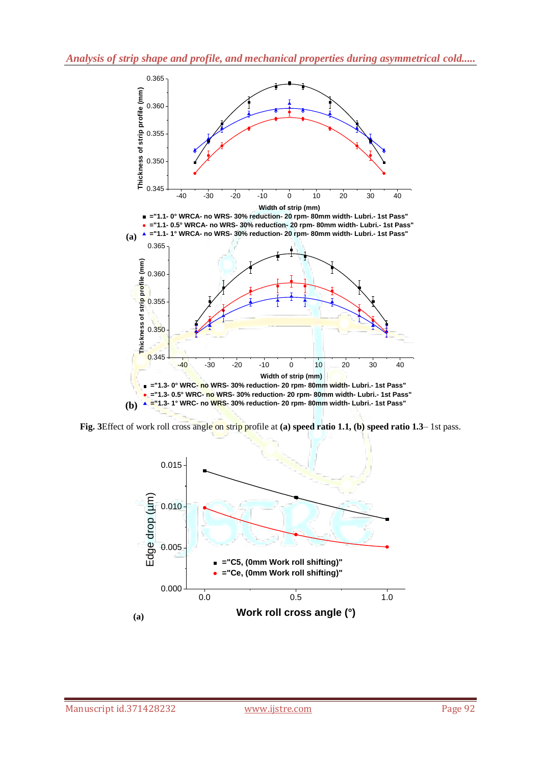**Fig. 3**Effect of work roll cross angle on strip profile at **(a) speed ratio 1.1, (b) speed ratio 1.3**– 1st pass.

**(a)**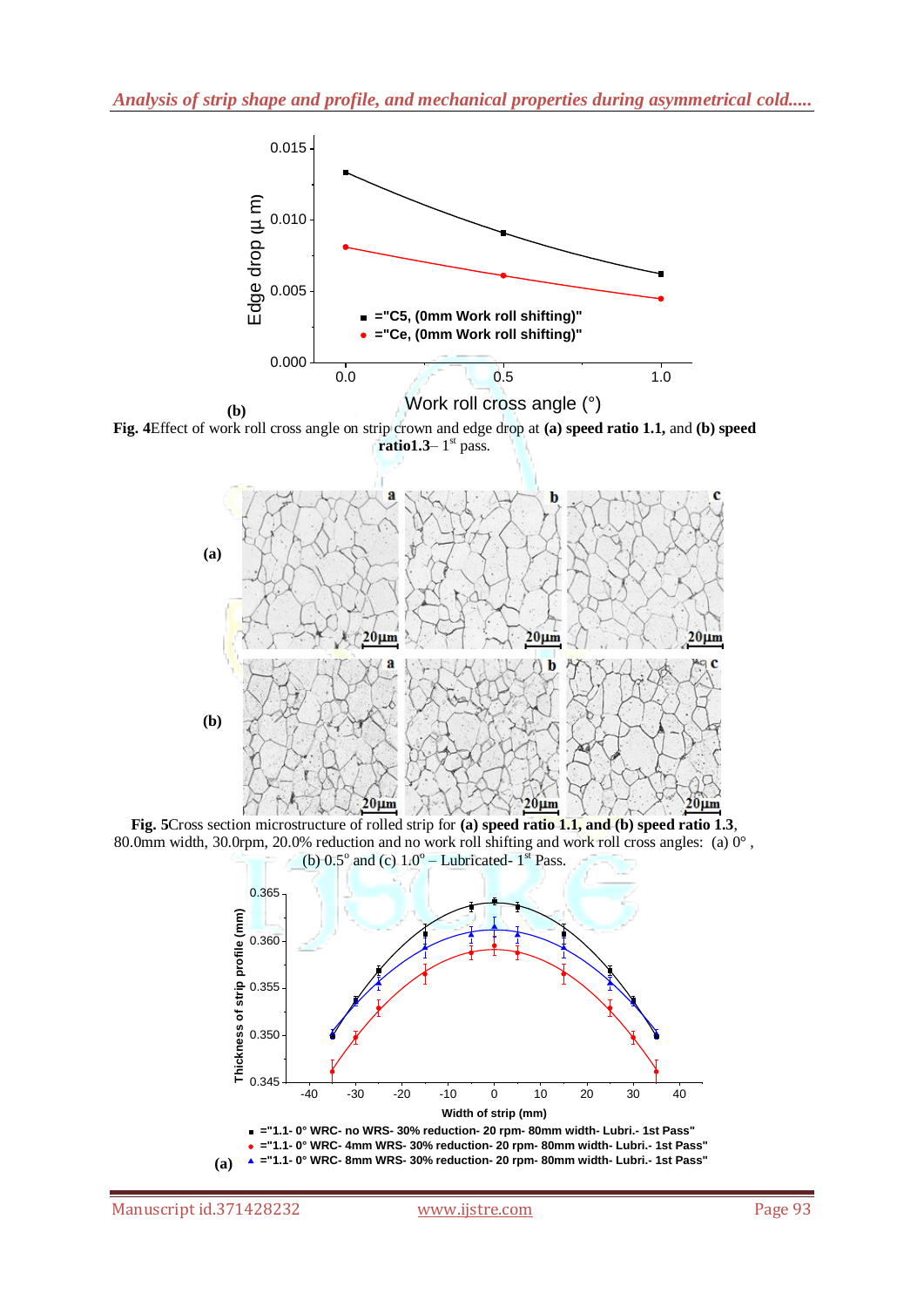**(b)**

**Fig. 4**Effect of work roll cross angle on strip crown and edge drop at **(a) speed ratio 1.1,** and **(b) speed ratio1.3**– 1st pass.

**(a)**

**(b)**

**Fig. 5**Cross section microstructure of rolled strip for **(a) speed ratio 1.1, and (b) speed ratio 1.3**, 80.0mm width, 30.0rpm, 20.0% reduction and no work roll shifting and work roll cross angles: (a) 0° , (b) 0.5° and (c) 1.0° – Lubricated- 1st Pass.

**(a)**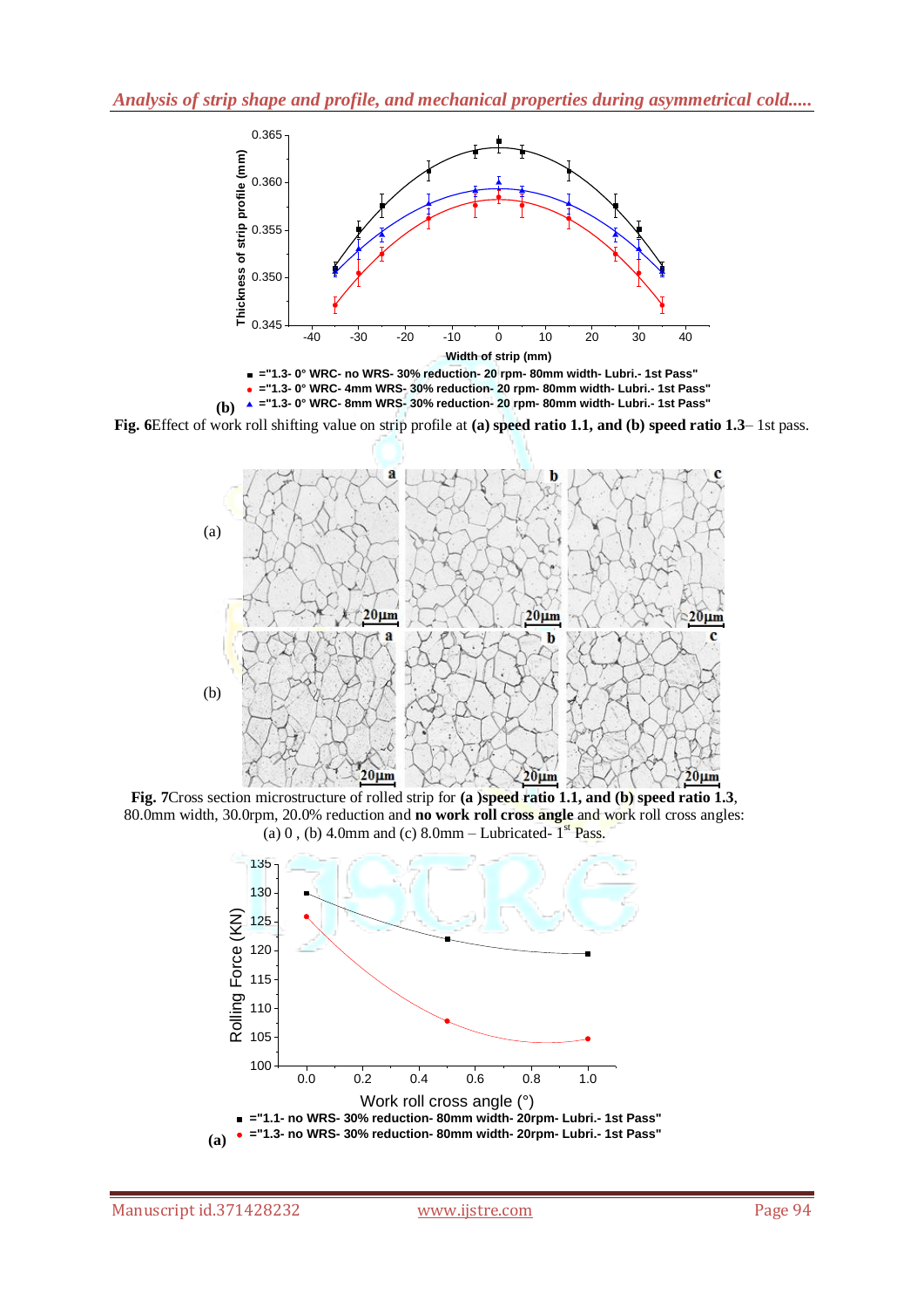- ="1.3- 0° WRC- no WRS- 30% reduction- 20 rpm- 80mm width- Lubri.- 1st Pass"
- ="1.3- 0° WRC- 4mm WRS- 30% reduction- 20 rpm- 80mm width- Lubri.- 1st Pass"
- ="1.3- 0° WRC- 8mm WRS- 30% reduction- 20 rpm- 80mm width- Lubri.- 1st Pass"

(b)

**Fig. 6**Effect of work roll shifting value on strip profile at **(a) speed ratio 1.1, and (b) speed ratio 1.3**– 1st pass.

**Fig. 7**Cross section microstructure of rolled strip for **(a )speed ratio 1.1, and (b) speed ratio 1.3**, 80.0mm width, 30.0rpm, 20.0% reduction and **no work roll cross angle** and work roll cross angles: (a) 0 , (b) 4.0mm and (c) 8.0mm – Lubricated- 1st Pass.

- ="1.1- no WRS- 30% reduction- 80mm width- 20rpm- Lubri.- 1st Pass"
- ="1.3- no WRS- 30% reduction- 80mm width- 20rpm- Lubri.- 1st Pass"

(a)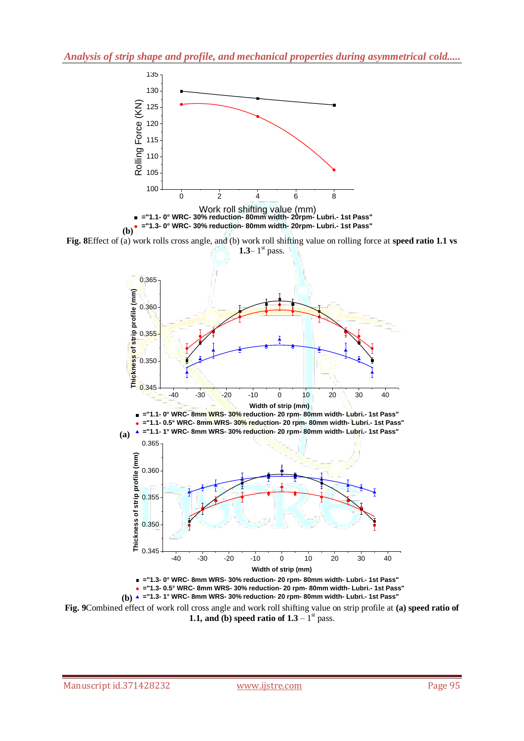Rolling Force (KN)

Work roll shifting value (mm)

■ ="1.1- 0° WRC- 30% reduction- 80mm width- 20rpm- Lubri.- 1st Pass"
● ="1.3- 0° WRC- 30% reduction- 80mm width- 20rpm- Lubri.- 1st Pass"

**(b)**

**Fig. 8**Effect of (a) work rolls cross angle, and (b) work roll shifting value on rolling force at **speed ratio 1.1 vs 1.3**– 1st pass.

Thickness of strip profile (mm)

Width of strip (mm)

■ ="1.1- 0° WRC- 8mm WRS- 30% reduction- 20 rpm- 80mm width- Lubri.- 1st Pass"
● ="1.1- 0.5° WRC- 8mm WRS- 30% reduction- 20 rpm- 80mm width- Lubri.- 1st Pass"
▲ ="1.1- 1° WRC- 8mm WRS- 30% reduction- 20 rpm- 80mm width- Lubri.- 1st Pass"

**(a)**

Thickness of strip profile (mm)

Width of strip (mm)

■ ="1.3- 0° WRC- 8mm WRS- 30% reduction- 20 rpm- 80mm width- Lubri.- 1st Pass"
● ="1.3- 0.5° WRC- 8mm WRS- 30% reduction- 20 rpm- 80mm width- Lubri.- 1st Pass"
▲ ="1.3- 1° WRC- 8mm WRS- 30% reduction- 20 rpm- 80mm width- Lubri.- 1st Pass"

**(b)**

**Fig. 9**Combined effect of work roll cross angle and work roll shifting value on strip profile at **(a) speed ratio of 1.1, and (b) speed ratio of 1.3** – 1st pass.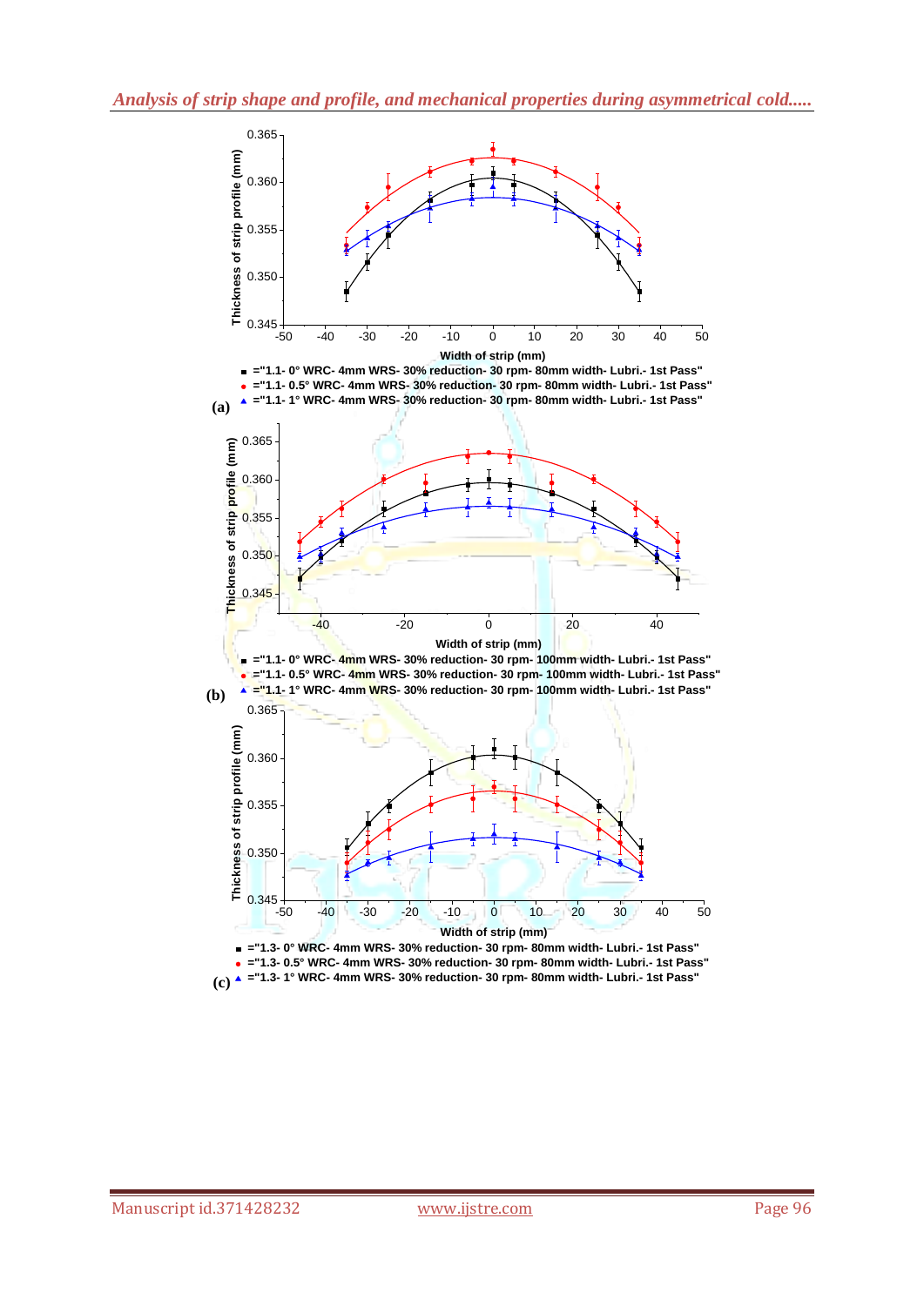■ ="1.1- 0° WRC- 4mm WRS- 30% reduction- 30 rpm- 80mm width- Lubri.- 1st Pass"
● ="1.1- 0.5° WRC- 4mm WRS- 30% reduction- 30 rpm- 80mm width- Lubri.- 1st Pass"
▲ ="1.1- 1° WRC- 4mm WRS- 30% reduction- 30 rpm- 80mm width- Lubri.- 1st Pass"

(a)

■ ="1.1- 0° WRC- 4mm WRS- 30% reduction- 30 rpm- 100mm width- Lubri.- 1st Pass"
● ="1.1- 0.5° WRC- 4mm WRS- 30% reduction- 30 rpm- 100mm width- Lubri.- 1st Pass"
▲ ="1.1- 1° WRC- 4mm WRS- 30% reduction- 30 rpm- 100mm width- Lubri.- 1st Pass"

(b)

■ ="1.3- 0° WRC- 4mm WRS- 30% reduction- 30 rpm- 80mm width- Lubri.- 1st Pass"
● ="1.3- 0.5° WRC- 4mm WRS- 30% reduction- 30 rpm- 80mm width- Lubri.- 1st Pass"
▲ ="1.3- 1° WRC- 4mm WRS- 30% reduction- 30 rpm- 80mm width- Lubri.- 1st Pass"

(c)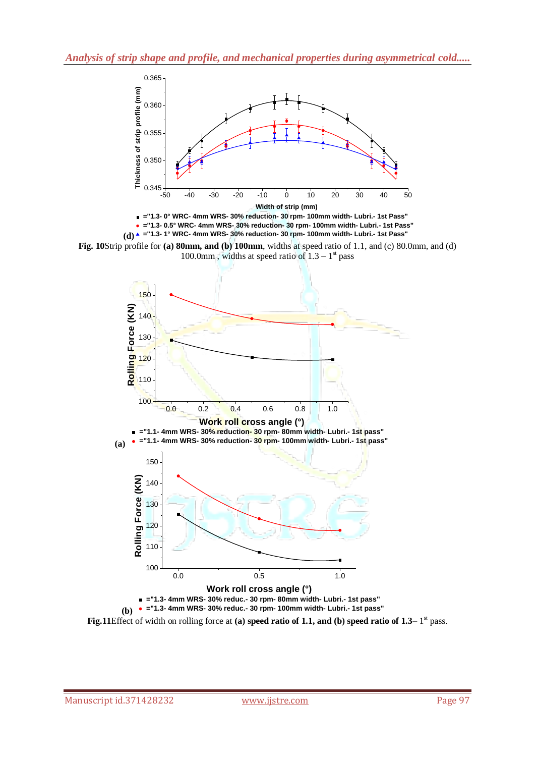(d)

Fig. 10 Strip profile for **(a) 80mm, and (b) 100mm**, widths at speed ratio of 1.1, and (c) 80.0mm, and (d) 100.0mm , widths at speed ratio of 1.3 – 1[st] pass

(a)

(b)

**Fig.11** Effect of width on rolling force at **(a) speed ratio of 1.1, and (b) speed ratio of 1.3**– 1[st] pass.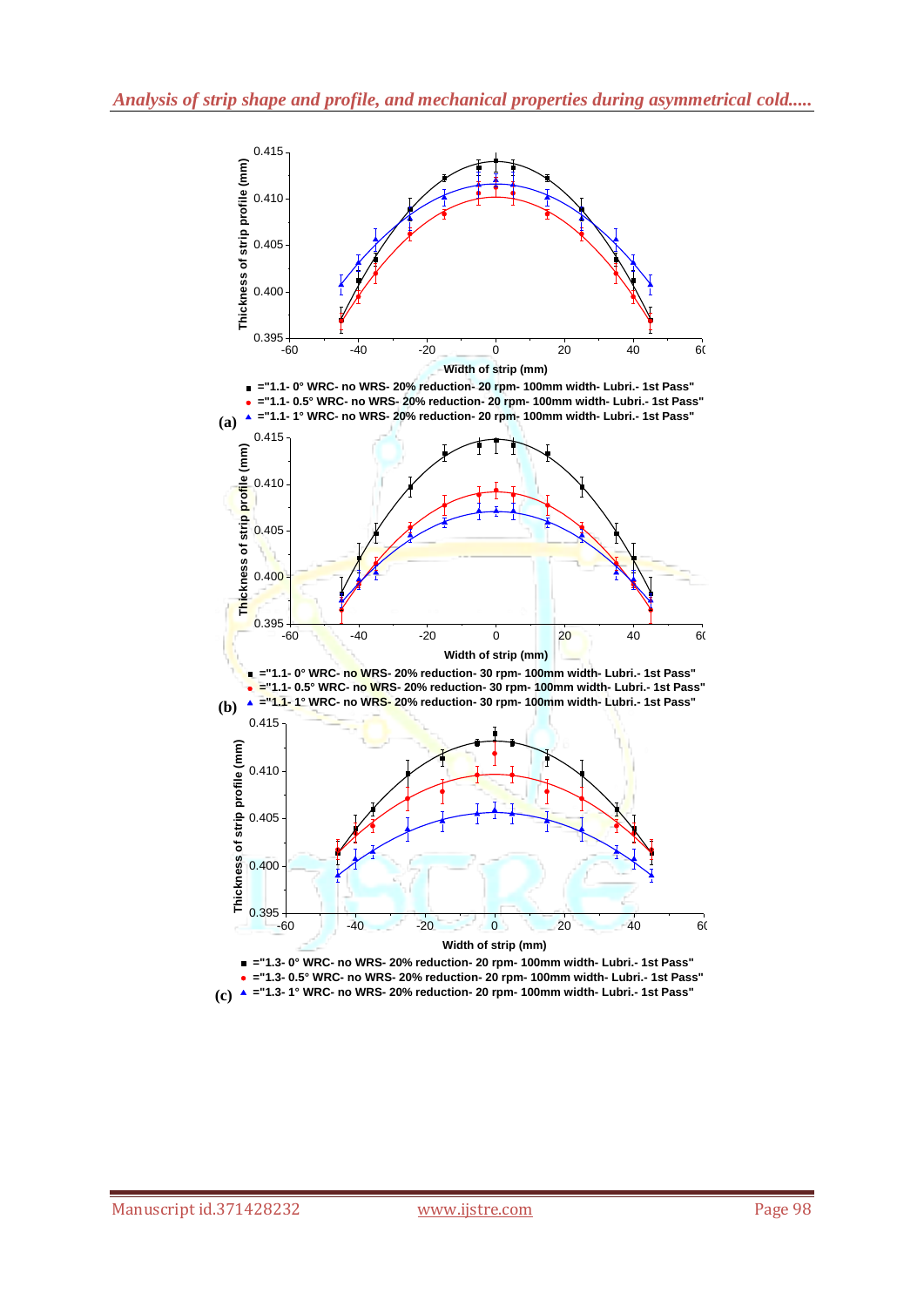Thickness of strip profile (mm)

Width of strip (mm)

■ ="1.1- 0° WRC- no WRS- 20% reduction- 20 rpm- 100mm width- Lubri.- 1st Pass"
● ="1.1- 0.5° WRC- no WRS- 20% reduction- 20 rpm- 100mm width- Lubri.- 1st Pass"
▲ ="1.1- 1° WRC- no WRS- 20% reduction- 20 rpm- 100mm width- Lubri.- 1st Pass"

(a)

Thickness of strip profile (mm)

Width of strip (mm)

■ ="1.1- 0° WRC- no WRS- 20% reduction- 30 rpm- 100mm width- Lubri.- 1st Pass"
● ="1.1- 0.5° WRC- no WRS- 20% reduction- 30 rpm- 100mm width- Lubri.- 1st Pass"
▲ ="1.1- 1° WRC- no WRS- 20% reduction- 30 rpm- 100mm width- Lubri.- 1st Pass"

(b)

Thickness of strip profile (mm)

Width of strip (mm)

■ ="1.3- 0° WRC- no WRS- 20% reduction- 20 rpm- 100mm width- Lubri.- 1st Pass"
● ="1.3- 0.5° WRC- no WRS- 20% reduction- 20 rpm- 100mm width- Lubri.- 1st Pass"
▲ ="1.3- 1° WRC- no WRS- 20% reduction- 20 rpm- 100mm width- Lubri.- 1st Pass"

(c)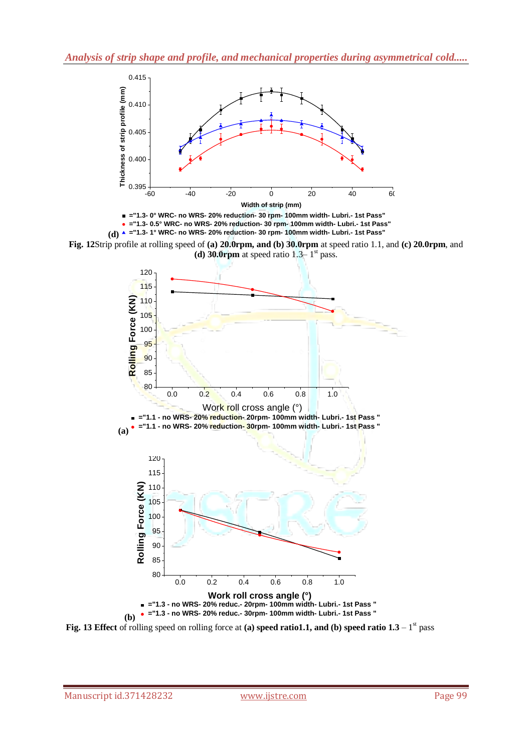Fig. 12Strip profile at rolling speed of **(a) 20.0rpm, and (b) 30.0rpm** at speed ratio 1.1, and **(c) 20.0rpm**, and **(d) 30.0rpm** at speed ratio 1.3– 1st pass.

**Fig. 13 Effect** of rolling speed on rolling force at **(a) speed ratio1.1, and (b) speed ratio 1.3** – 1st pass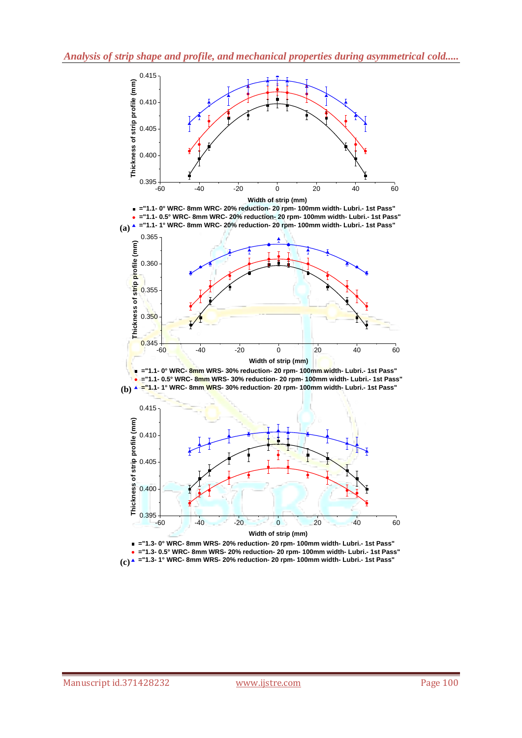Thickness of strip profile (mm)

Width of strip (mm)

■ ="1.1- 0° WRC- 8mm WRC- 20% reduction- 20 rpm- 100mm width- Lubri.- 1st Pass"
● ="1.1- 0.5° WRC- 8mm WRC- 20% reduction- 20 rpm- 100mm width- Lubri.- 1st Pass"
▲ ="1.1- 1° WRC- 8mm WRC- 20% reduction- 20 rpm- 100mm width- Lubri.- 1st Pass"

(a)

Thickness of strip profile (mm)

Width of strip (mm)

■ ="1.1- 0° WRC- 8mm WRS- 30% reduction- 20 rpm- 100mm width- Lubri.- 1st Pass"
● ="1.1- 0.5° WRC- 8mm WRS- 30% reduction- 20 rpm- 100mm width- Lubri.- 1st Pass"
▲ ="1.1- 1° WRC- 8mm WRS- 30% reduction- 20 rpm- 100mm width- Lubri.- 1st Pass"

(b)

Thickness of strip profile (mm)

Width of strip (mm)

■ ="1.3- 0° WRC- 8mm WRS- 20% reduction- 20 rpm- 100mm width- Lubri.- 1st Pass"
● ="1.3- 0.5° WRC- 8mm WRS- 20% reduction- 20 rpm- 100mm width- Lubri.- 1st Pass"
▲ ="1.3- 1° WRC- 8mm WRS- 20% reduction- 20 rpm- 100mm width- Lubri.- 1st Pass"

(c)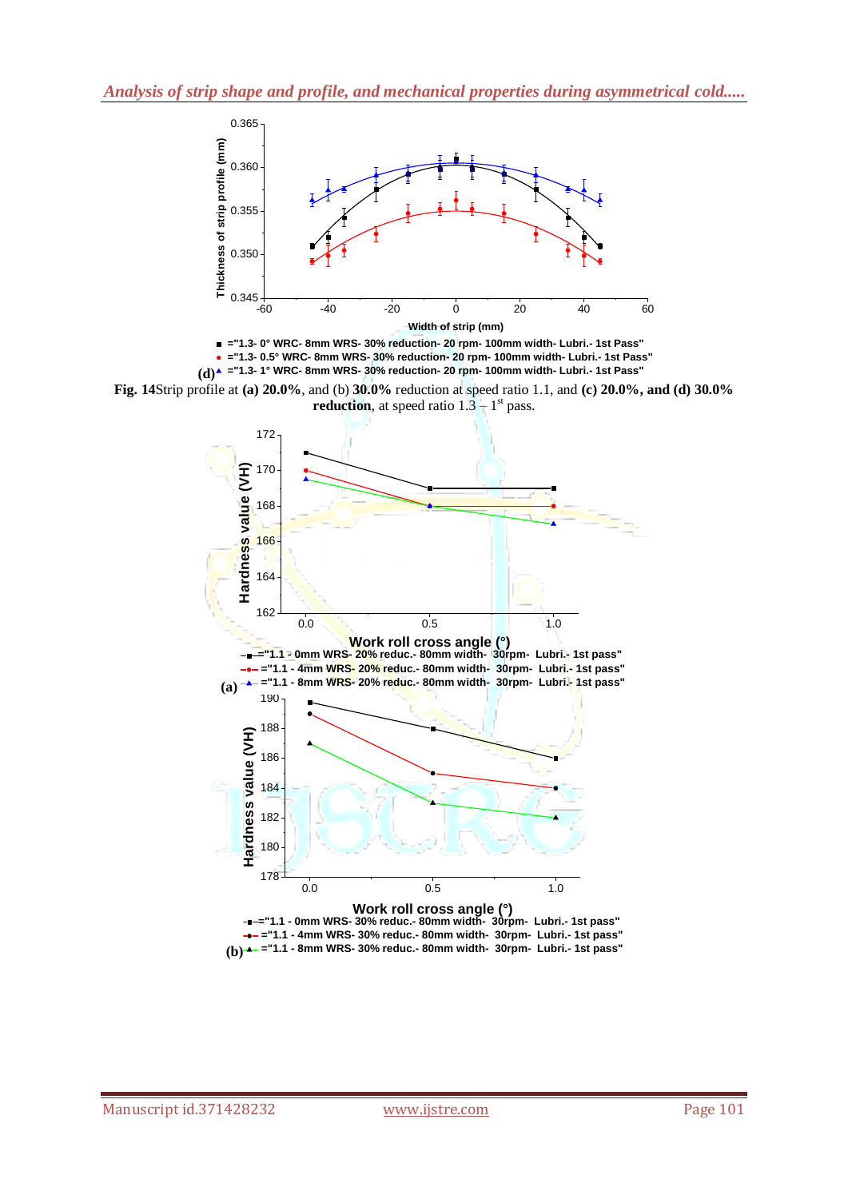Fig. 14Strip profile at **(a) 20.0%**, and (b) **30.0%** reduction at speed ratio 1.1, and **(c) 20.0%, and (d) 30.0% reduction**, at speed ratio 1.3 – 1[st] pass.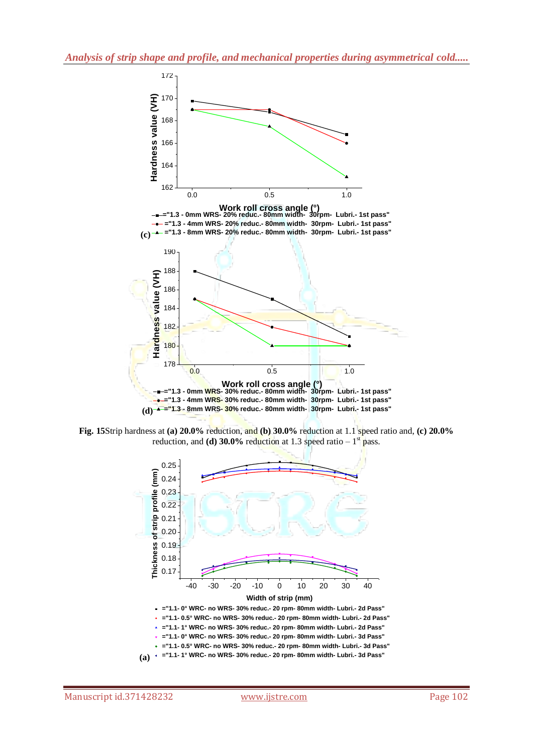(c)

(d)

**Fig. 15** Strip hardness at **(a) 20.0%** reduction, and **(b) 30.0%** reduction at 1.1 speed ratio and, **(c) 20.0%** reduction, and **(d) 30.0%** reduction at 1.3 speed ratio – 1[st] pass.

(a)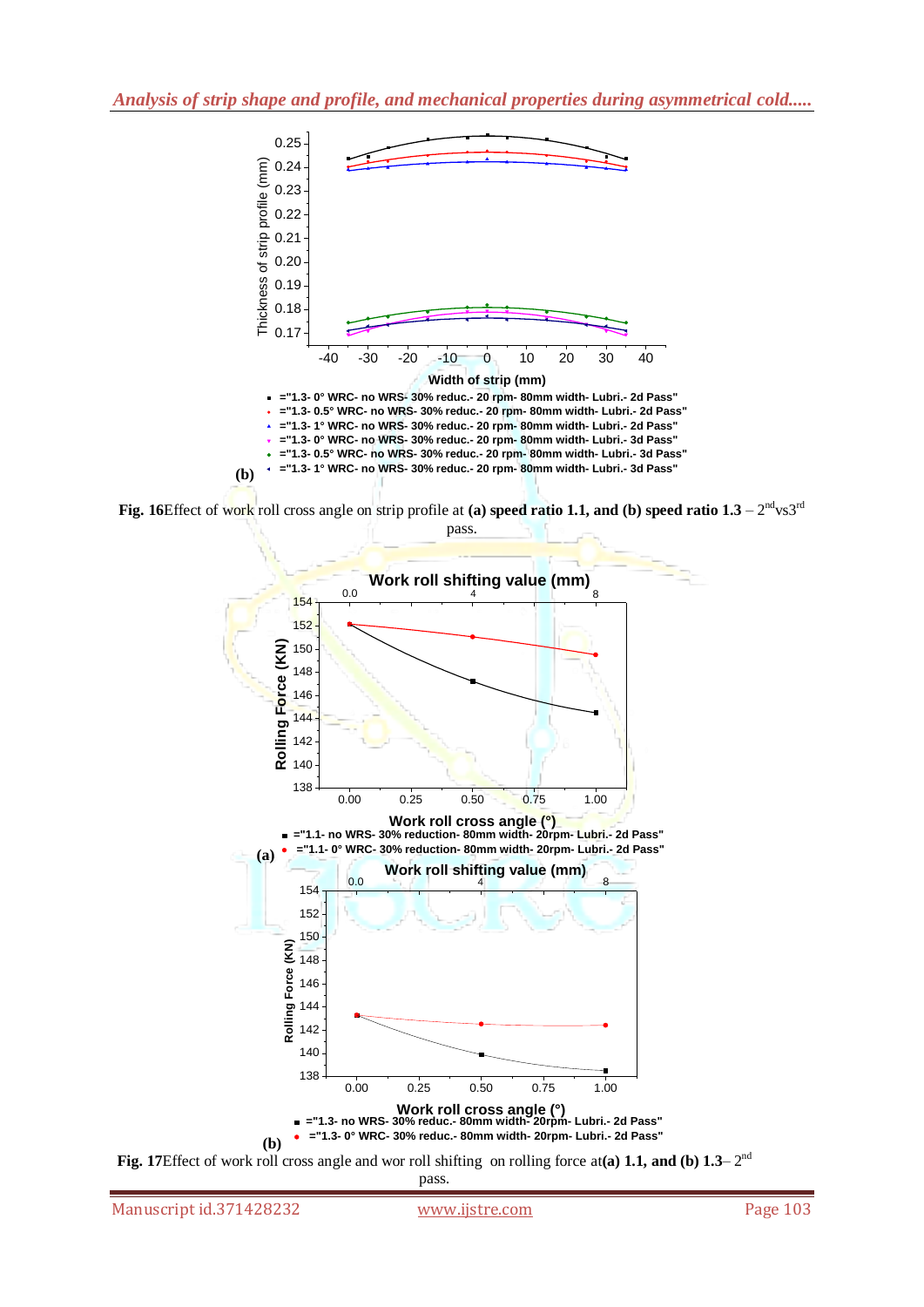(b)

**Fig. 16**Effect of work roll cross angle on strip profile at **(a) speed ratio 1.1, and (b) speed ratio 1.3** – 2[nd]vs3[rd] pass.

(a)

(b)

**Fig. 17**Effect of work roll cross angle and wor roll shifting on rolling force at**(a) 1.1, and (b) 1.3**– 2[nd] pass.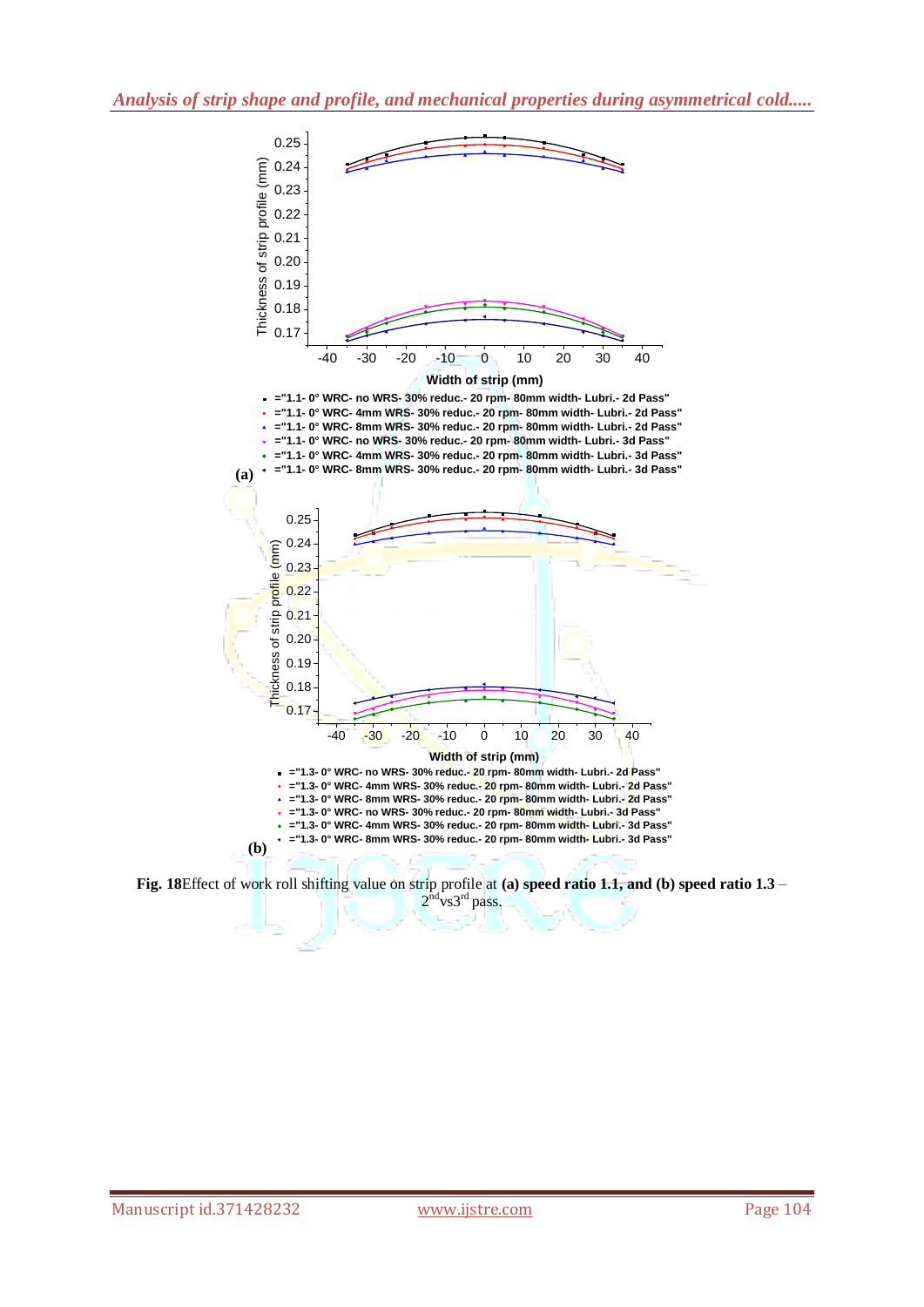Fig. 18Effect of work roll shifting value on strip profile at **(a) speed ratio 1.1, and (b) speed ratio 1.3** – 2nd vs 3rd pass.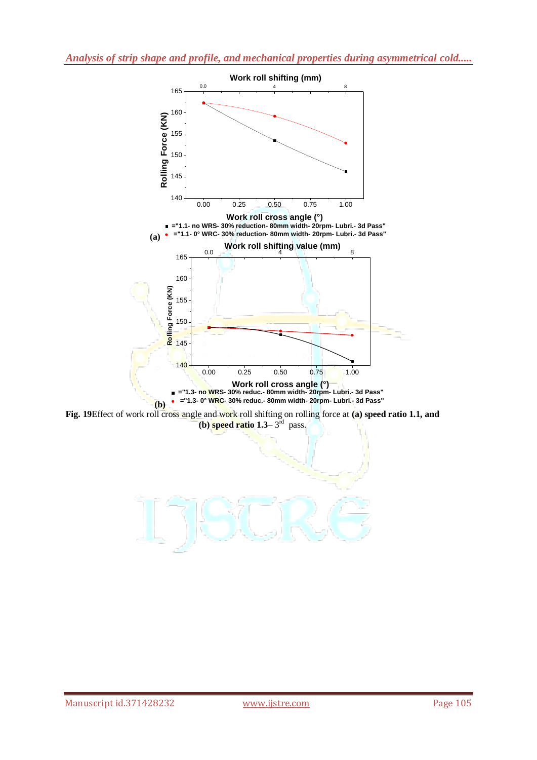Work roll shifting (mm)

0.0 4 8

165 160 155 150 145 140

Rolling Force (KN)

0.00 0.25 0.50 0.75 1.00

Work roll cross angle (°)

="1.1- no WRS- 30% reduction- 80mm width- 20rpm- Lubri.- 3d Pass"

(a) ="1.1- 0° WRC- 30% reduction- 80mm width- 20rpm- Lubri.- 3d Pass"

Work roll shifting value (mm)

0.0 4 8

165 160 155 150 145 140

Rolling Force (KN)

0.00 0.25 0.50 0.75 1.00

Work roll cross angle (°)

="1.3- no WRS- 30% reduc.- 80mm width- 20rpm- Lubri.- 3d Pass"

="1.3- 0° WRC- 30% reduc.- 80mm width- 20rpm- Lubri.- 3d Pass"

(b)

**Fig. 19**Effect of work roll cross angle and work roll shifting on rolling force at **(a) speed ratio 1.1, and (b) speed ratio 1.3**– 3rd pass.